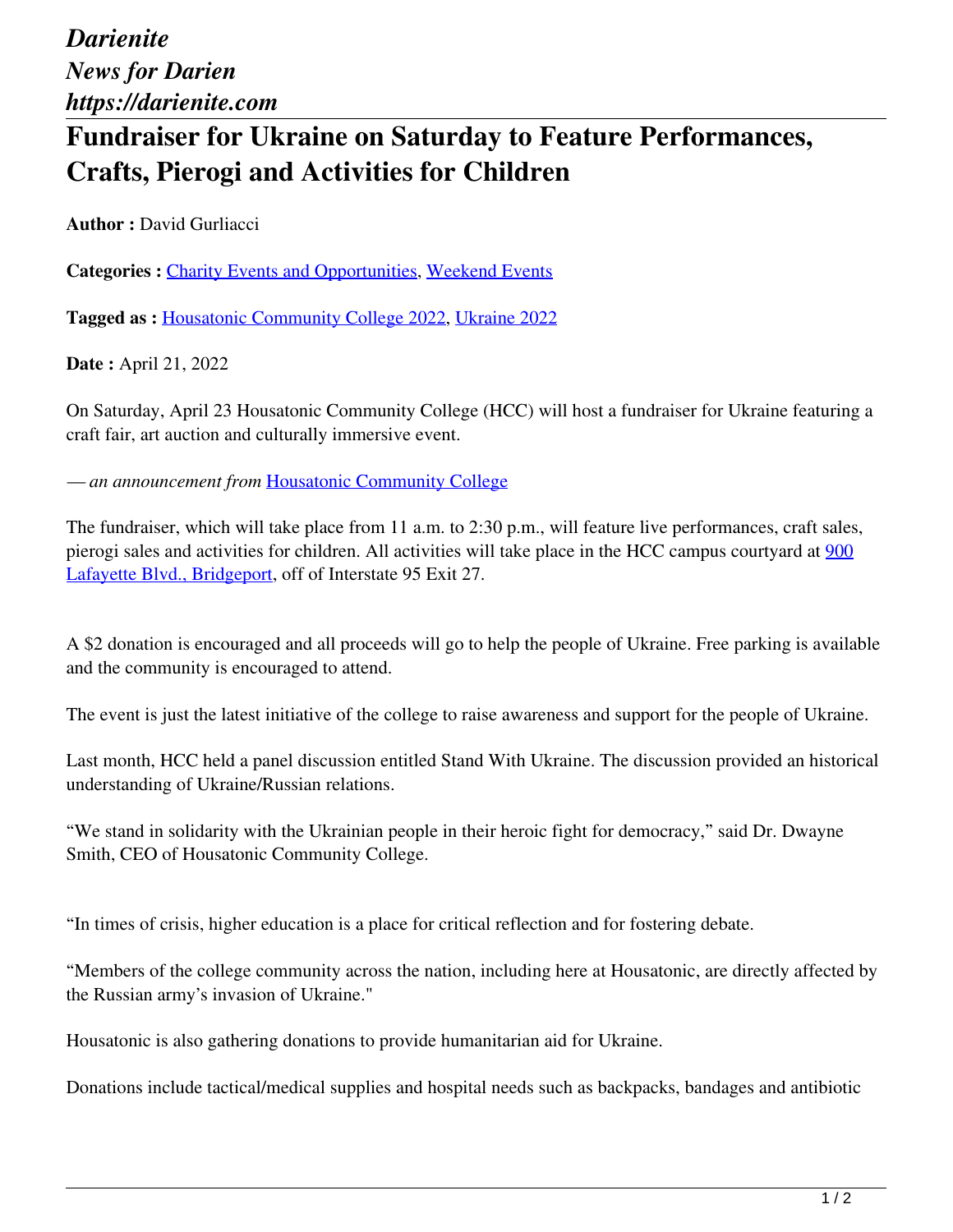*Darienite*
*News for Darien*
*https://darienite.com*

# Fundraiser for Ukraine on Saturday to Feature Performances, Crafts, Pierogi and Activities for Children

**Author :** David Gurliacci

**Categories :** Charity Events and Opportunities, Weekend Events

**Tagged as :** Housatonic Community College 2022, Ukraine 2022

**Date :** April 21, 2022

On Saturday, April 23 Housatonic Community College (HCC) will host a fundraiser for Ukraine featuring a craft fair, art auction and culturally immersive event.

*— an announcement from* Housatonic Community College

The fundraiser, which will take place from 11 a.m. to 2:30 p.m., will feature live performances, craft sales, pierogi sales and activities for children. All activities will take place in the HCC campus courtyard at 900 Lafayette Blvd., Bridgeport, off of Interstate 95 Exit 27.

A $2 donation is encouraged and all proceeds will go to help the people of Ukraine. Free parking is available and the community is encouraged to attend.

The event is just the latest initiative of the college to raise awareness and support for the people of Ukraine.

Last month, HCC held a panel discussion entitled Stand With Ukraine. The discussion provided an historical understanding of Ukraine/Russian relations.

"We stand in solidarity with the Ukrainian people in their heroic fight for democracy," said Dr. Dwayne Smith, CEO of Housatonic Community College.

"In times of crisis, higher education is a place for critical reflection and for fostering debate.

"Members of the college community across the nation, including here at Housatonic, are directly affected by the Russian army's invasion of Ukraine."

Housatonic is also gathering donations to provide humanitarian aid for Ukraine.

Donations include tactical/medical supplies and hospital needs such as backpacks, bandages and antibiotic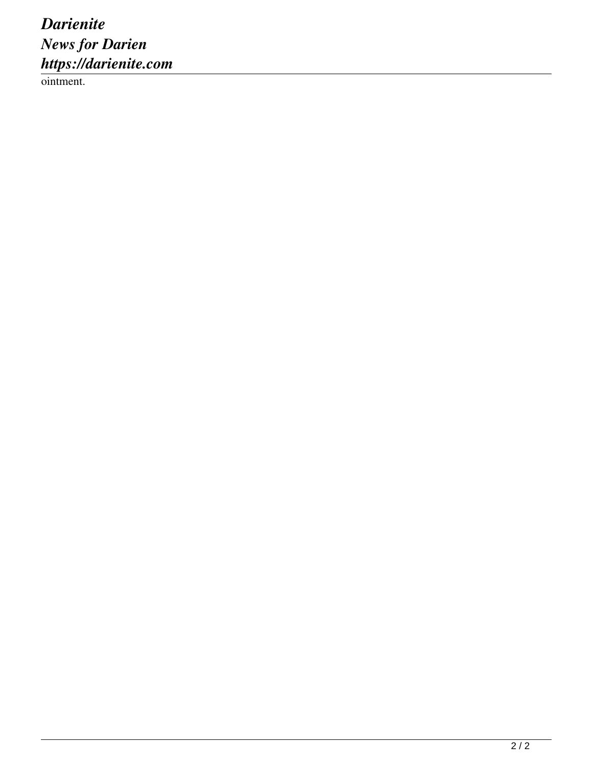ointment.